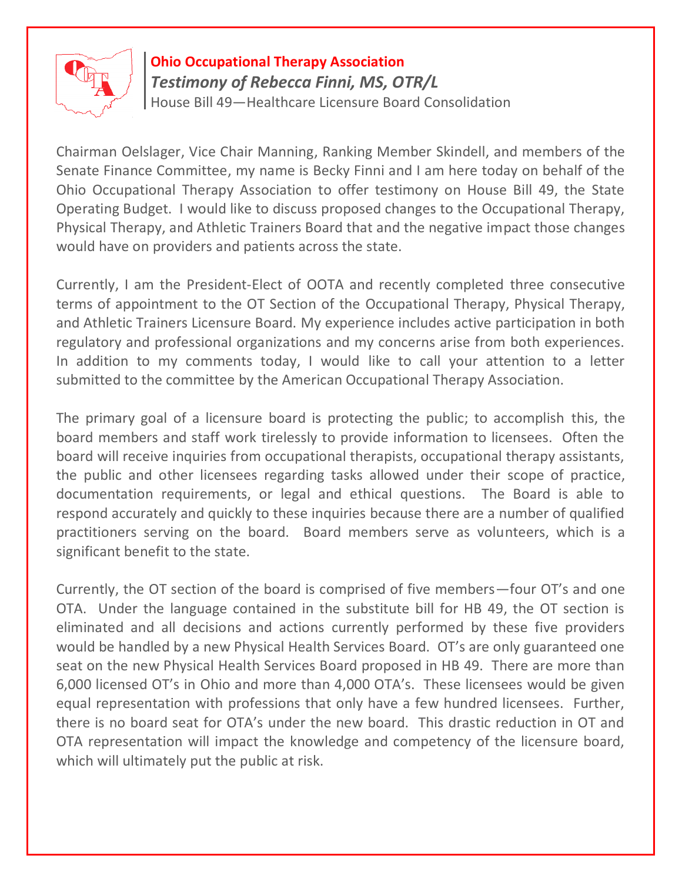**Ohio Occupational Therapy Association**

***Testimony of Rebecca Finni, MS, OTR/L***

House Bill 49—Healthcare Licensure Board Consolidation

Chairman Oelslager, Vice Chair Manning, Ranking Member Skindell, and members of the Senate Finance Committee, my name is Becky Finni and I am here today on behalf of the Ohio Occupational Therapy Association to offer testimony on House Bill 49, the State Operating Budget. I would like to discuss proposed changes to the Occupational Therapy, Physical Therapy, and Athletic Trainers Board that and the negative impact those changes would have on providers and patients across the state.

Currently, I am the President-Elect of OOTA and recently completed three consecutive terms of appointment to the OT Section of the Occupational Therapy, Physical Therapy, and Athletic Trainers Licensure Board. My experience includes active participation in both regulatory and professional organizations and my concerns arise from both experiences. In addition to my comments today, I would like to call your attention to a letter submitted to the committee by the American Occupational Therapy Association.

The primary goal of a licensure board is protecting the public; to accomplish this, the board members and staff work tirelessly to provide information to licensees. Often the board will receive inquiries from occupational therapists, occupational therapy assistants, the public and other licensees regarding tasks allowed under their scope of practice, documentation requirements, or legal and ethical questions. The Board is able to respond accurately and quickly to these inquiries because there are a number of qualified practitioners serving on the board. Board members serve as volunteers, which is a significant benefit to the state.

Currently, the OT section of the board is comprised of five members—four OT's and one OTA. Under the language contained in the substitute bill for HB 49, the OT section is eliminated and all decisions and actions currently performed by these five providers would be handled by a new Physical Health Services Board. OT's are only guaranteed one seat on the new Physical Health Services Board proposed in HB 49. There are more than 6,000 licensed OT's in Ohio and more than 4,000 OTA's. These licensees would be given equal representation with professions that only have a few hundred licensees. Further, there is no board seat for OTA's under the new board. This drastic reduction in OT and OTA representation will impact the knowledge and competency of the licensure board, which will ultimately put the public at risk.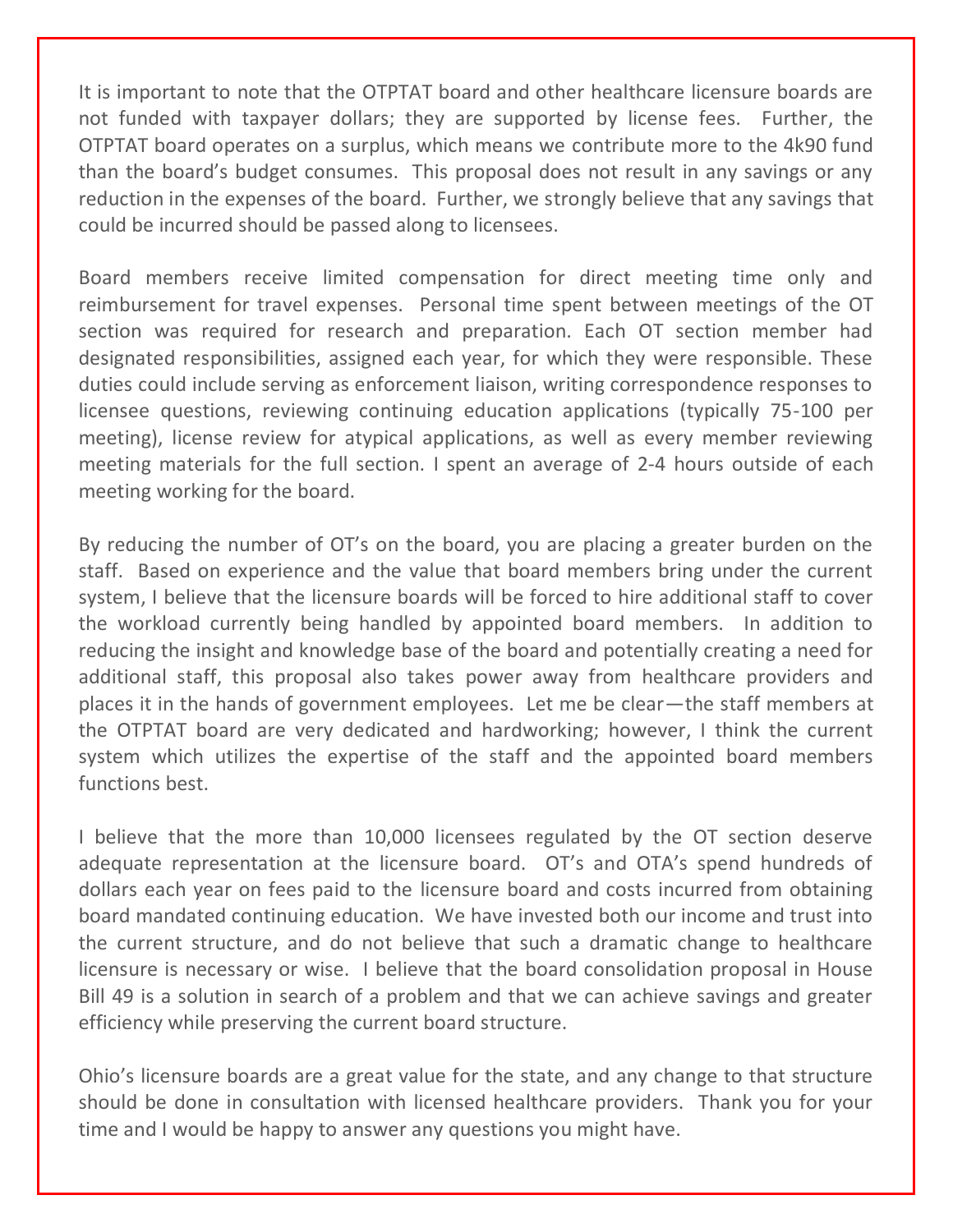It is important to note that the OTPTAT board and other healthcare licensure boards are not funded with taxpayer dollars; they are supported by license fees. Further, the OTPTAT board operates on a surplus, which means we contribute more to the 4k90 fund than the board's budget consumes. This proposal does not result in any savings or any reduction in the expenses of the board. Further, we strongly believe that any savings that could be incurred should be passed along to licensees.

Board members receive limited compensation for direct meeting time only and reimbursement for travel expenses. Personal time spent between meetings of the OT section was required for research and preparation. Each OT section member had designated responsibilities, assigned each year, for which they were responsible. These duties could include serving as enforcement liaison, writing correspondence responses to licensee questions, reviewing continuing education applications (typically 75-100 per meeting), license review for atypical applications, as well as every member reviewing meeting materials for the full section. I spent an average of 2-4 hours outside of each meeting working for the board.

By reducing the number of OT's on the board, you are placing a greater burden on the staff. Based on experience and the value that board members bring under the current system, I believe that the licensure boards will be forced to hire additional staff to cover the workload currently being handled by appointed board members. In addition to reducing the insight and knowledge base of the board and potentially creating a need for additional staff, this proposal also takes power away from healthcare providers and places it in the hands of government employees. Let me be clear—the staff members at the OTPTAT board are very dedicated and hardworking; however, I think the current system which utilizes the expertise of the staff and the appointed board members functions best.

I believe that the more than 10,000 licensees regulated by the OT section deserve adequate representation at the licensure board. OT's and OTA's spend hundreds of dollars each year on fees paid to the licensure board and costs incurred from obtaining board mandated continuing education. We have invested both our income and trust into the current structure, and do not believe that such a dramatic change to healthcare licensure is necessary or wise. I believe that the board consolidation proposal in House Bill 49 is a solution in search of a problem and that we can achieve savings and greater efficiency while preserving the current board structure.

Ohio's licensure boards are a great value for the state, and any change to that structure should be done in consultation with licensed healthcare providers. Thank you for your time and I would be happy to answer any questions you might have.